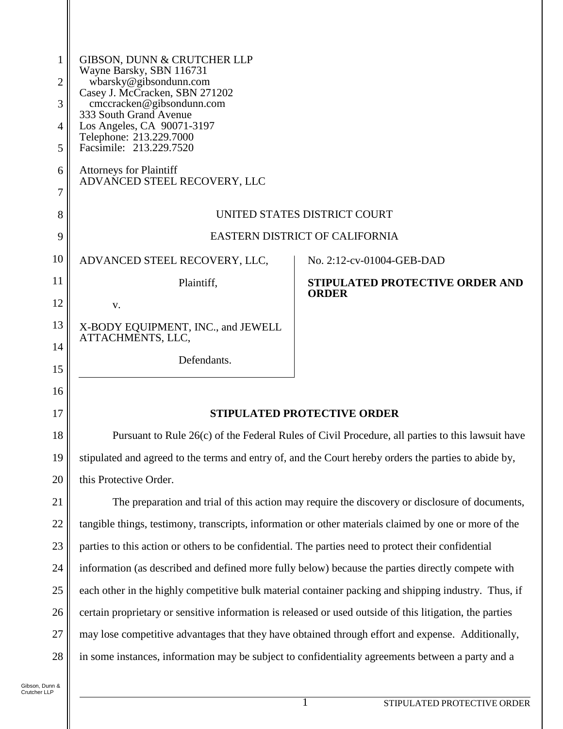GIBSON, DUNN & CRUTCHER LLP
Wayne Barsky, SBN 116731
wbarsky@gibsondunn.com
Casey J. McCracken, SBN 271202
cmccracken@gibsondunn.com
333 South Grand Avenue
Los Angeles, CA 90071-3197
Telephone: 213.229.7000
Facsimile: 213.229.7520

Attorneys for Plaintiff
ADVANCED STEEL RECOVERY, LLC

UNITED STATES DISTRICT COURT

EASTERN DISTRICT OF CALIFORNIA

| | |
|---|---|
| ADVANCED STEEL RECOVERY, LLC,<br><br>Plaintiff,<br><br>v.<br><br>X-BODY EQUIPMENT, INC., and JEWELL ATTACHMENTS, LLC,<br><br>Defendants. | No. 2:12-cv-01004-GEB-DAD<br><br>**STIPULATED PROTECTIVE ORDER AND ORDER** |

## STIPULATED PROTECTIVE ORDER

Pursuant to Rule 26(c) of the Federal Rules of Civil Procedure, all parties to this lawsuit have stipulated and agreed to the terms and entry of, and the Court hereby orders the parties to abide by, this Protective Order.

The preparation and trial of this action may require the discovery or disclosure of documents, tangible things, testimony, transcripts, information or other materials claimed by one or more of the parties to this action or others to be confidential. The parties need to protect their confidential information (as described and defined more fully below) because the parties directly compete with each other in the highly competitive bulk material container packing and shipping industry. Thus, if certain proprietary or sensitive information is released or used outside of this litigation, the parties may lose competitive advantages that they have obtained through effort and expense. Additionally, in some instances, information may be subject to confidentiality agreements between a party and a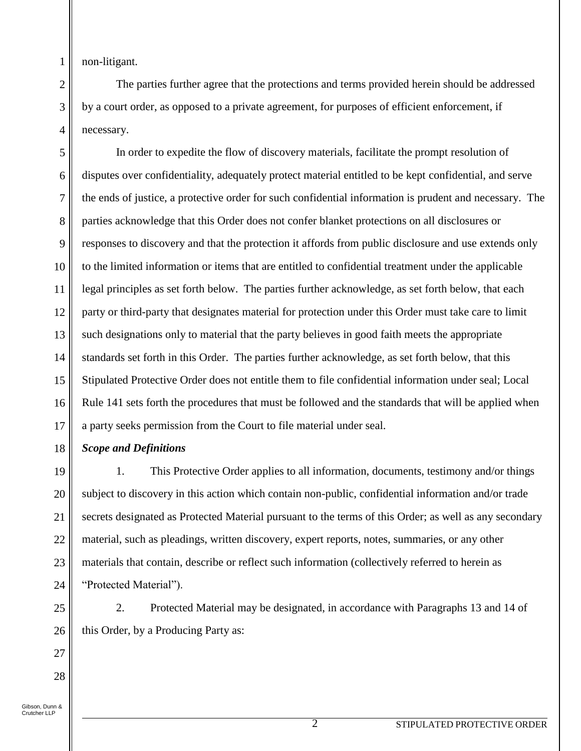non-litigant.

The parties further agree that the protections and terms provided herein should be addressed by a court order, as opposed to a private agreement, for purposes of efficient enforcement, if necessary.

In order to expedite the flow of discovery materials, facilitate the prompt resolution of disputes over confidentiality, adequately protect material entitled to be kept confidential, and serve the ends of justice, a protective order for such confidential information is prudent and necessary. The parties acknowledge that this Order does not confer blanket protections on all disclosures or responses to discovery and that the protection it affords from public disclosure and use extends only to the limited information or items that are entitled to confidential treatment under the applicable legal principles as set forth below. The parties further acknowledge, as set forth below, that each party or third-party that designates material for protection under this Order must take care to limit such designations only to material that the party believes in good faith meets the appropriate standards set forth in this Order. The parties further acknowledge, as set forth below, that this Stipulated Protective Order does not entitle them to file confidential information under seal; Local Rule 141 sets forth the procedures that must be followed and the standards that will be applied when a party seeks permission from the Court to file material under seal.

***Scope and Definitions***

1. This Protective Order applies to all information, documents, testimony and/or things subject to discovery in this action which contain non-public, confidential information and/or trade secrets designated as Protected Material pursuant to the terms of this Order; as well as any secondary material, such as pleadings, written discovery, expert reports, notes, summaries, or any other materials that contain, describe or reflect such information (collectively referred to herein as "Protected Material").

2. Protected Material may be designated, in accordance with Paragraphs 13 and 14 of this Order, by a Producing Party as: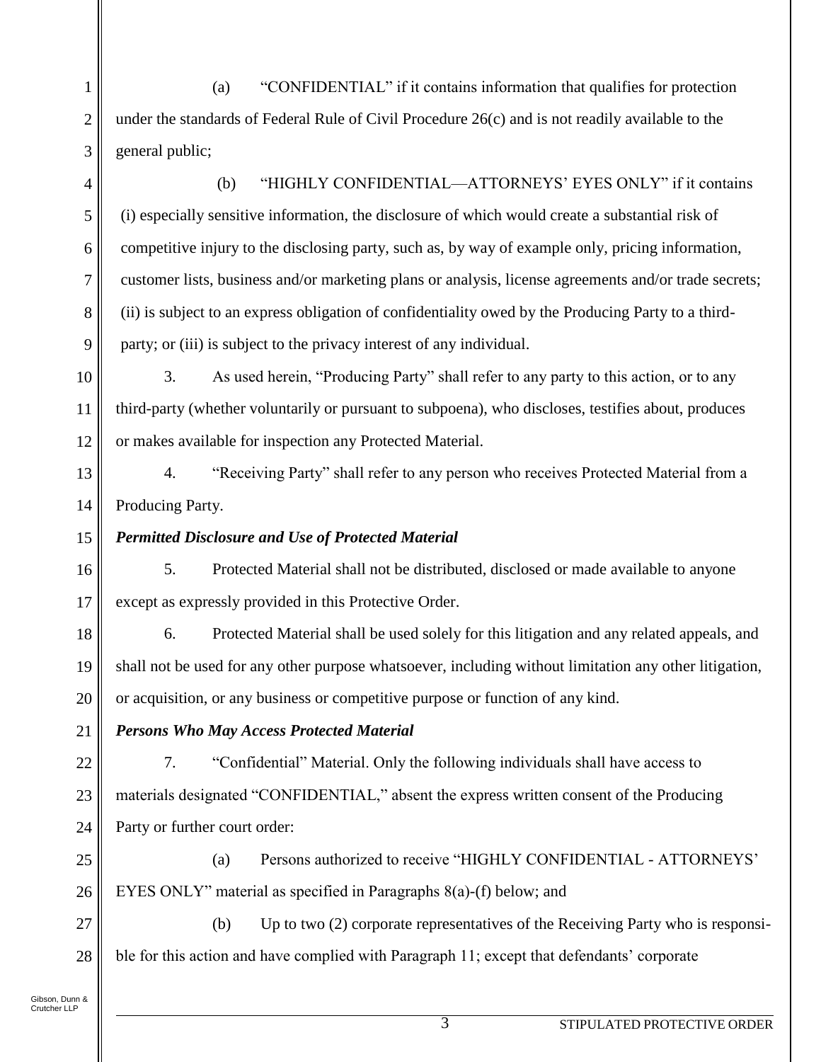(a) "CONFIDENTIAL" if it contains information that qualifies for protection under the standards of Federal Rule of Civil Procedure 26(c) and is not readily available to the general public;

(b) "HIGHLY CONFIDENTIAL—ATTORNEYS' EYES ONLY" if it contains (i) especially sensitive information, the disclosure of which would create a substantial risk of competitive injury to the disclosing party, such as, by way of example only, pricing information, customer lists, business and/or marketing plans or analysis, license agreements and/or trade secrets; (ii) is subject to an express obligation of confidentiality owed by the Producing Party to a third-party; or (iii) is subject to the privacy interest of any individual.

3. As used herein, "Producing Party" shall refer to any party to this action, or to any third-party (whether voluntarily or pursuant to subpoena), who discloses, testifies about, produces or makes available for inspection any Protected Material.

4. "Receiving Party" shall refer to any person who receives Protected Material from a Producing Party.

***Permitted Disclosure and Use of Protected Material***

5. Protected Material shall not be distributed, disclosed or made available to anyone except as expressly provided in this Protective Order.

6. Protected Material shall be used solely for this litigation and any related appeals, and shall not be used for any other purpose whatsoever, including without limitation any other litigation, or acquisition, or any business or competitive purpose or function of any kind.

***Persons Who May Access Protected Material***

7. "Confidential" Material. Only the following individuals shall have access to materials designated "CONFIDENTIAL," absent the express written consent of the Producing Party or further court order:

(a) Persons authorized to receive "HIGHLY CONFIDENTIAL - ATTORNEYS' EYES ONLY" material as specified in Paragraphs 8(a)-(f) below; and

(b) Up to two (2) corporate representatives of the Receiving Party who is responsible for this action and have complied with Paragraph 11; except that defendants' corporate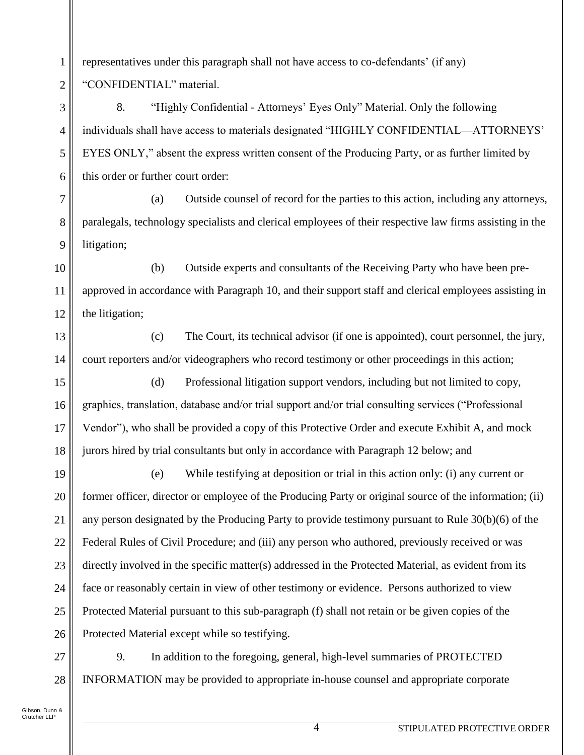representatives under this paragraph shall not have access to co-defendants' (if any) "CONFIDENTIAL" material.

8. "Highly Confidential - Attorneys' Eyes Only" Material. Only the following individuals shall have access to materials designated "HIGHLY CONFIDENTIAL—ATTORNEYS' EYES ONLY," absent the express written consent of the Producing Party, or as further limited by this order or further court order:

(a) Outside counsel of record for the parties to this action, including any attorneys, paralegals, technology specialists and clerical employees of their respective law firms assisting in the litigation;

(b) Outside experts and consultants of the Receiving Party who have been pre-approved in accordance with Paragraph 10, and their support staff and clerical employees assisting in the litigation;

(c) The Court, its technical advisor (if one is appointed), court personnel, the jury, court reporters and/or videographers who record testimony or other proceedings in this action;

(d) Professional litigation support vendors, including but not limited to copy, graphics, translation, database and/or trial support and/or trial consulting services ("Professional Vendor"), who shall be provided a copy of this Protective Order and execute Exhibit A, and mock jurors hired by trial consultants but only in accordance with Paragraph 12 below; and

(e) While testifying at deposition or trial in this action only: (i) any current or former officer, director or employee of the Producing Party or original source of the information; (ii) any person designated by the Producing Party to provide testimony pursuant to Rule 30(b)(6) of the Federal Rules of Civil Procedure; and (iii) any person who authored, previously received or was directly involved in the specific matter(s) addressed in the Protected Material, as evident from its face or reasonably certain in view of other testimony or evidence. Persons authorized to view Protected Material pursuant to this sub-paragraph (f) shall not retain or be given copies of the Protected Material except while so testifying.

9. In addition to the foregoing, general, high-level summaries of PROTECTED INFORMATION may be provided to appropriate in-house counsel and appropriate corporate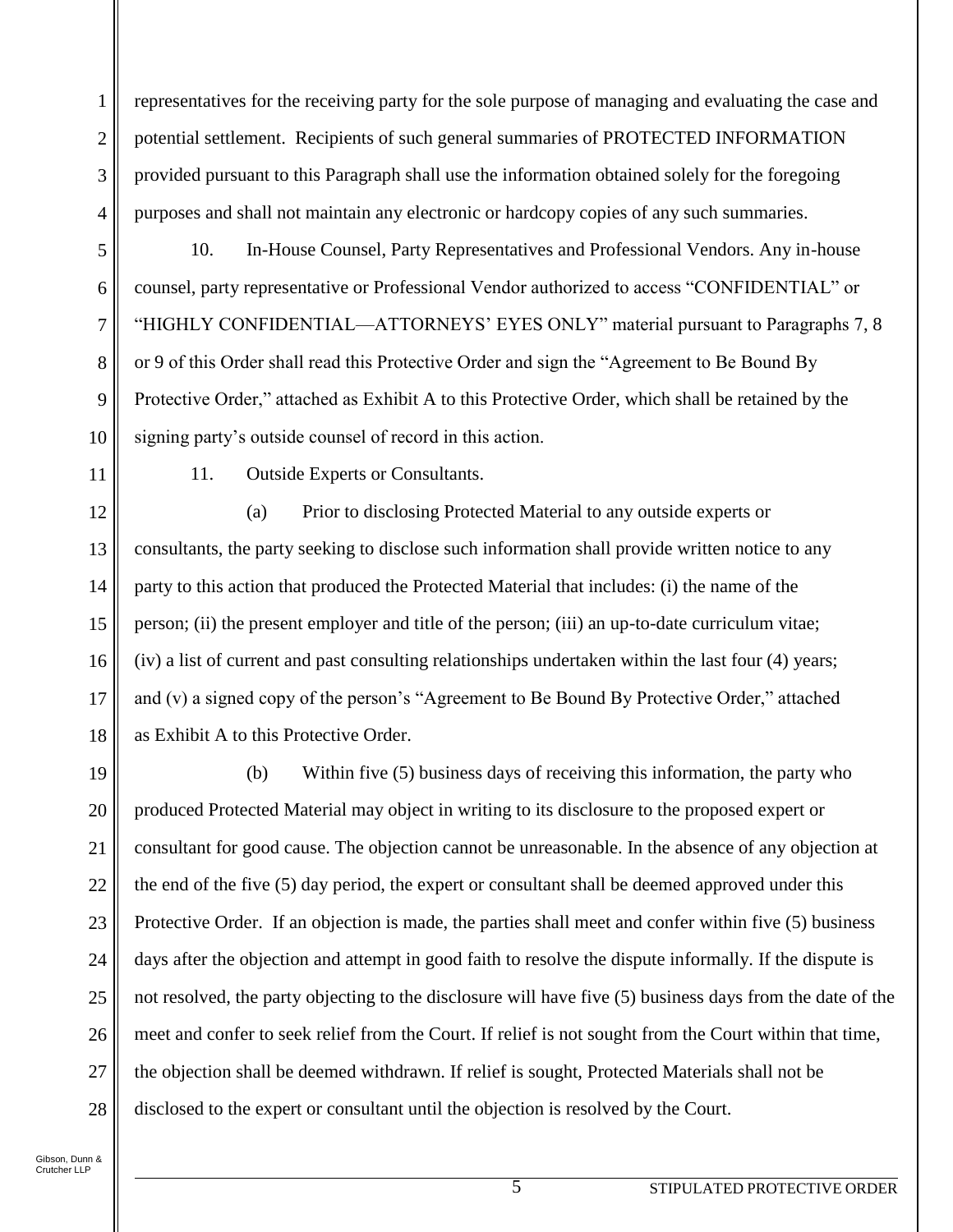representatives for the receiving party for the sole purpose of managing and evaluating the case and potential settlement. Recipients of such general summaries of PROTECTED INFORMATION provided pursuant to this Paragraph shall use the information obtained solely for the foregoing purposes and shall not maintain any electronic or hardcopy copies of any such summaries.

10. In-House Counsel, Party Representatives and Professional Vendors. Any in-house counsel, party representative or Professional Vendor authorized to access "CONFIDENTIAL" or "HIGHLY CONFIDENTIAL—ATTORNEYS' EYES ONLY" material pursuant to Paragraphs 7, 8 or 9 of this Order shall read this Protective Order and sign the "Agreement to Be Bound By Protective Order," attached as Exhibit A to this Protective Order, which shall be retained by the signing party's outside counsel of record in this action.

11. Outside Experts or Consultants.

(a) Prior to disclosing Protected Material to any outside experts or consultants, the party seeking to disclose such information shall provide written notice to any party to this action that produced the Protected Material that includes: (i) the name of the person; (ii) the present employer and title of the person; (iii) an up-to-date curriculum vitae; (iv) a list of current and past consulting relationships undertaken within the last four (4) years; and (v) a signed copy of the person's "Agreement to Be Bound By Protective Order," attached as Exhibit A to this Protective Order.

(b) Within five (5) business days of receiving this information, the party who produced Protected Material may object in writing to its disclosure to the proposed expert or consultant for good cause. The objection cannot be unreasonable. In the absence of any objection at the end of the five (5) day period, the expert or consultant shall be deemed approved under this Protective Order. If an objection is made, the parties shall meet and confer within five (5) business days after the objection and attempt in good faith to resolve the dispute informally. If the dispute is not resolved, the party objecting to the disclosure will have five (5) business days from the date of the meet and confer to seek relief from the Court. If relief is not sought from the Court within that time, the objection shall be deemed withdrawn. If relief is sought, Protected Materials shall not be disclosed to the expert or consultant until the objection is resolved by the Court.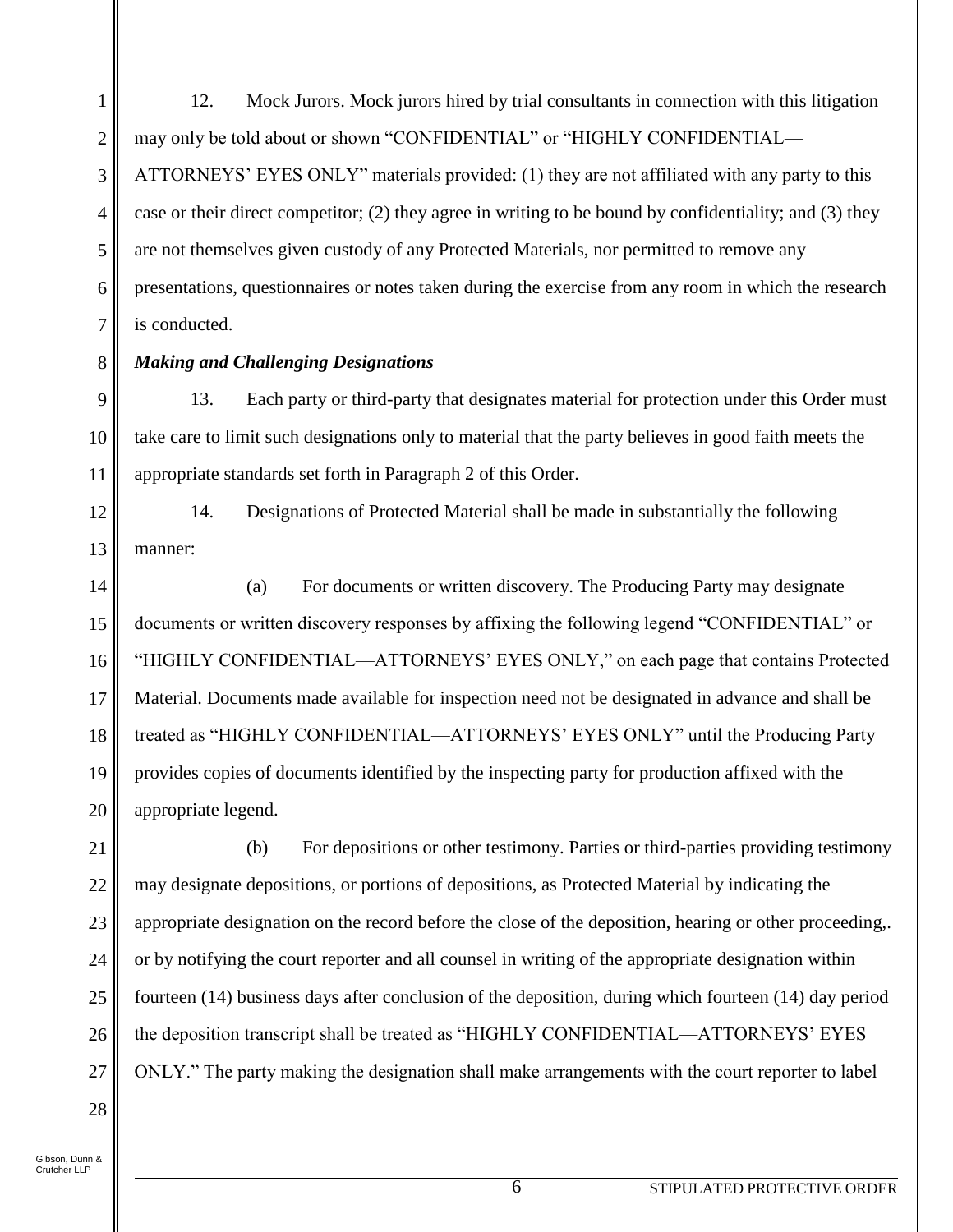12. Mock Jurors. Mock jurors hired by trial consultants in connection with this litigation may only be told about or shown "CONFIDENTIAL" or "HIGHLY CONFIDENTIAL—ATTORNEYS' EYES ONLY" materials provided: (1) they are not affiliated with any party to this case or their direct competitor; (2) they agree in writing to be bound by confidentiality; and (3) they are not themselves given custody of any Protected Materials, nor permitted to remove any presentations, questionnaires or notes taken during the exercise from any room in which the research is conducted.

***Making and Challenging Designations***

13. Each party or third-party that designates material for protection under this Order must take care to limit such designations only to material that the party believes in good faith meets the appropriate standards set forth in Paragraph 2 of this Order.

14. Designations of Protected Material shall be made in substantially the following manner:

(a) For documents or written discovery. The Producing Party may designate documents or written discovery responses by affixing the following legend "CONFIDENTIAL" or "HIGHLY CONFIDENTIAL—ATTORNEYS' EYES ONLY," on each page that contains Protected Material. Documents made available for inspection need not be designated in advance and shall be treated as "HIGHLY CONFIDENTIAL—ATTORNEYS' EYES ONLY" until the Producing Party provides copies of documents identified by the inspecting party for production affixed with the appropriate legend.

(b) For depositions or other testimony. Parties or third-parties providing testimony may designate depositions, or portions of depositions, as Protected Material by indicating the appropriate designation on the record before the close of the deposition, hearing or other proceeding,. or by notifying the court reporter and all counsel in writing of the appropriate designation within fourteen (14) business days after conclusion of the deposition, during which fourteen (14) day period the deposition transcript shall be treated as "HIGHLY CONFIDENTIAL—ATTORNEYS' EYES ONLY." The party making the designation shall make arrangements with the court reporter to label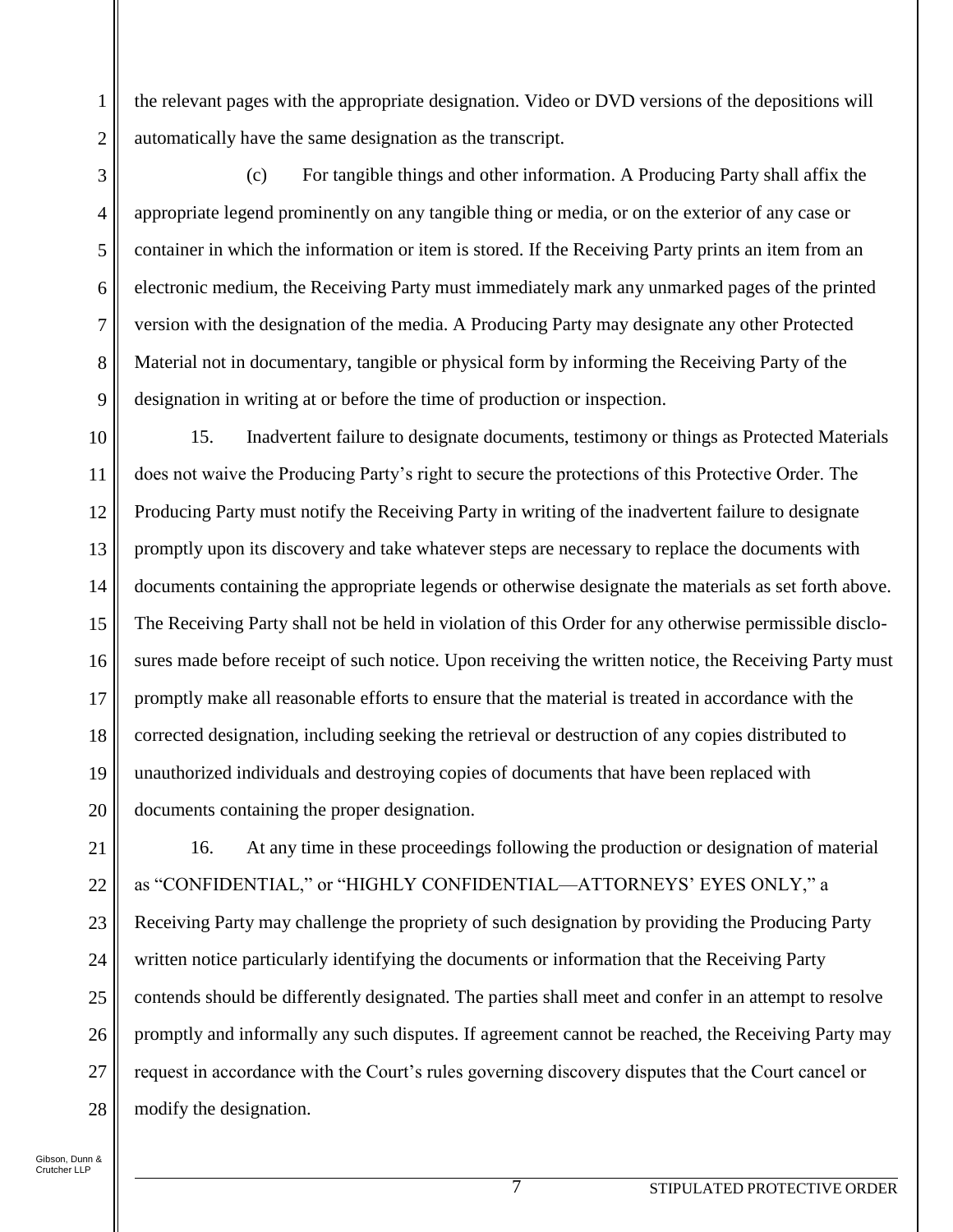the relevant pages with the appropriate designation. Video or DVD versions of the depositions will automatically have the same designation as the transcript.

(c) For tangible things and other information. A Producing Party shall affix the appropriate legend prominently on any tangible thing or media, or on the exterior of any case or container in which the information or item is stored. If the Receiving Party prints an item from an electronic medium, the Receiving Party must immediately mark any unmarked pages of the printed version with the designation of the media. A Producing Party may designate any other Protected Material not in documentary, tangible or physical form by informing the Receiving Party of the designation in writing at or before the time of production or inspection.

15. Inadvertent failure to designate documents, testimony or things as Protected Materials does not waive the Producing Party's right to secure the protections of this Protective Order. The Producing Party must notify the Receiving Party in writing of the inadvertent failure to designate promptly upon its discovery and take whatever steps are necessary to replace the documents with documents containing the appropriate legends or otherwise designate the materials as set forth above. The Receiving Party shall not be held in violation of this Order for any otherwise permissible disclosures made before receipt of such notice. Upon receiving the written notice, the Receiving Party must promptly make all reasonable efforts to ensure that the material is treated in accordance with the corrected designation, including seeking the retrieval or destruction of any copies distributed to unauthorized individuals and destroying copies of documents that have been replaced with documents containing the proper designation.

16. At any time in these proceedings following the production or designation of material as "CONFIDENTIAL," or "HIGHLY CONFIDENTIAL—ATTORNEYS' EYES ONLY," a Receiving Party may challenge the propriety of such designation by providing the Producing Party written notice particularly identifying the documents or information that the Receiving Party contends should be differently designated. The parties shall meet and confer in an attempt to resolve promptly and informally any such disputes. If agreement cannot be reached, the Receiving Party may request in accordance with the Court's rules governing discovery disputes that the Court cancel or modify the designation.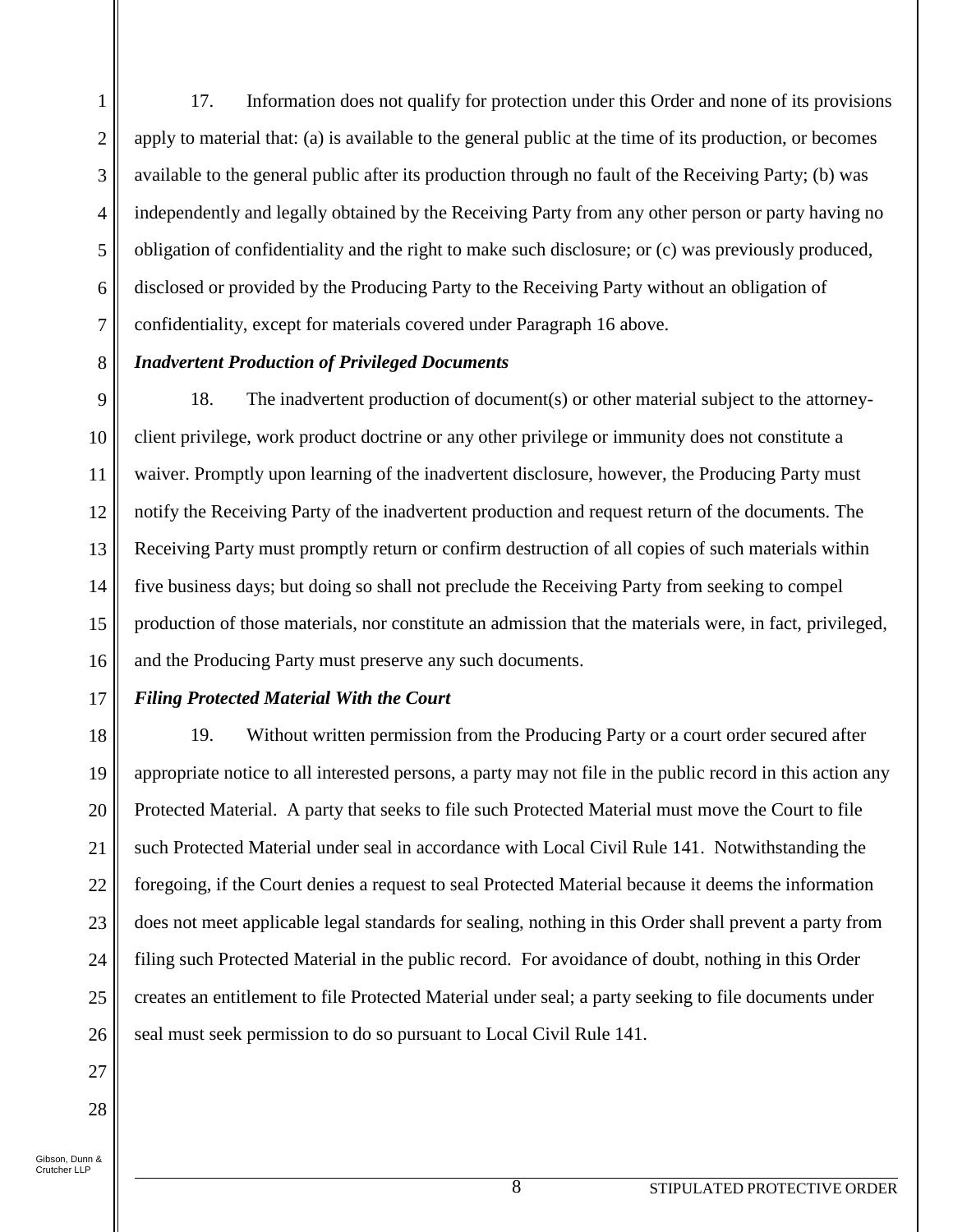17. Information does not qualify for protection under this Order and none of its provisions apply to material that: (a) is available to the general public at the time of its production, or becomes available to the general public after its production through no fault of the Receiving Party; (b) was independently and legally obtained by the Receiving Party from any other person or party having no obligation of confidentiality and the right to make such disclosure; or (c) was previously produced, disclosed or provided by the Producing Party to the Receiving Party without an obligation of confidentiality, except for materials covered under Paragraph 16 above.

***Inadvertent Production of Privileged Documents***

18. The inadvertent production of document(s) or other material subject to the attorney-client privilege, work product doctrine or any other privilege or immunity does not constitute a waiver. Promptly upon learning of the inadvertent disclosure, however, the Producing Party must notify the Receiving Party of the inadvertent production and request return of the documents. The Receiving Party must promptly return or confirm destruction of all copies of such materials within five business days; but doing so shall not preclude the Receiving Party from seeking to compel production of those materials, nor constitute an admission that the materials were, in fact, privileged, and the Producing Party must preserve any such documents.

***Filing Protected Material With the Court***

19. Without written permission from the Producing Party or a court order secured after appropriate notice to all interested persons, a party may not file in the public record in this action any Protected Material. A party that seeks to file such Protected Material must move the Court to file such Protected Material under seal in accordance with Local Civil Rule 141. Notwithstanding the foregoing, if the Court denies a request to seal Protected Material because it deems the information does not meet applicable legal standards for sealing, nothing in this Order shall prevent a party from filing such Protected Material in the public record. For avoidance of doubt, nothing in this Order creates an entitlement to file Protected Material under seal; a party seeking to file documents under seal must seek permission to do so pursuant to Local Civil Rule 141.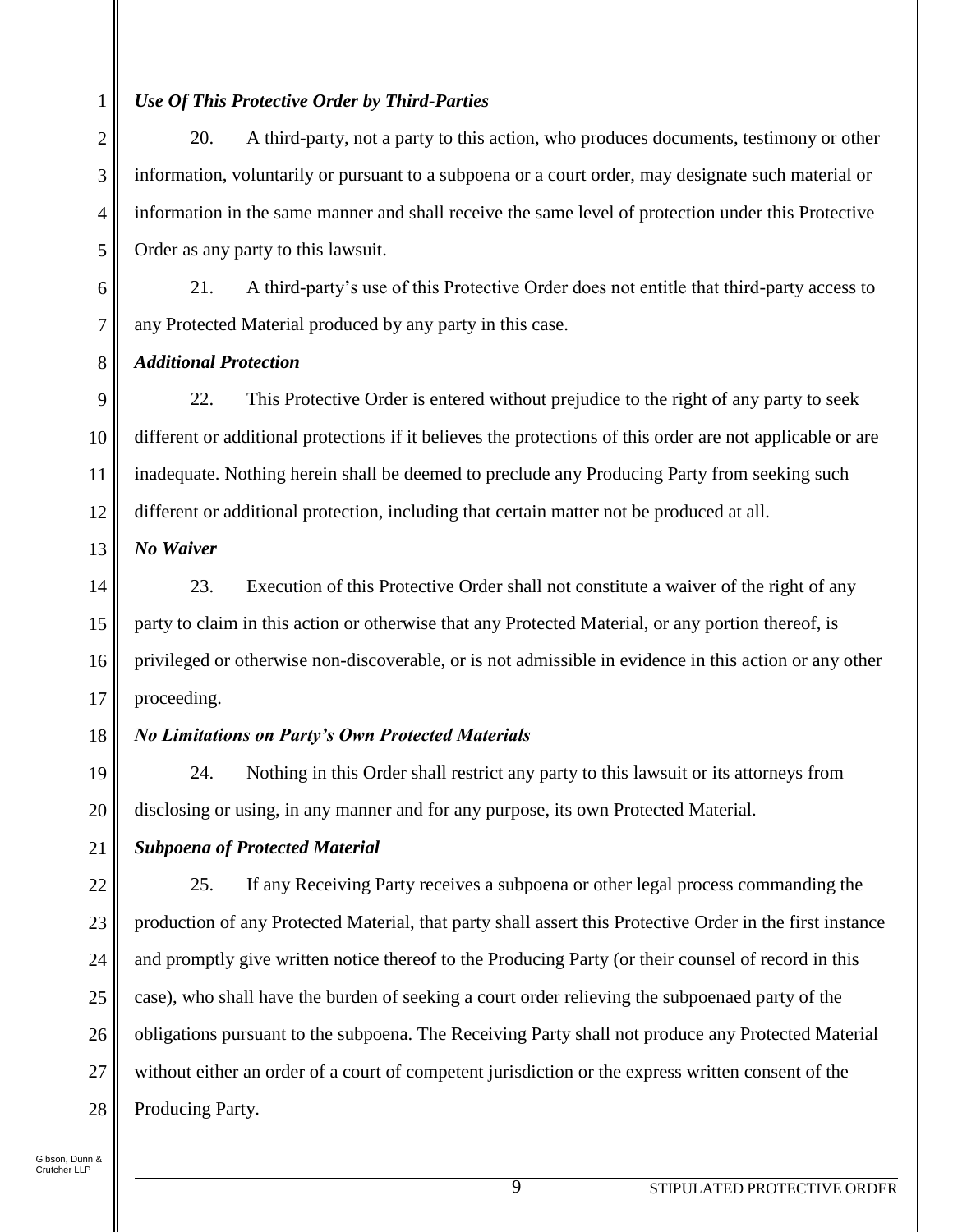***Use Of This Protective Order by Third-Parties***

20. A third-party, not a party to this action, who produces documents, testimony or other information, voluntarily or pursuant to a subpoena or a court order, may designate such material or information in the same manner and shall receive the same level of protection under this Protective Order as any party to this lawsuit.

21. A third-party's use of this Protective Order does not entitle that third-party access to any Protected Material produced by any party in this case.

***Additional Protection***

22. This Protective Order is entered without prejudice to the right of any party to seek different or additional protections if it believes the protections of this order are not applicable or are inadequate. Nothing herein shall be deemed to preclude any Producing Party from seeking such different or additional protection, including that certain matter not be produced at all.

***No Waiver***

23. Execution of this Protective Order shall not constitute a waiver of the right of any party to claim in this action or otherwise that any Protected Material, or any portion thereof, is privileged or otherwise non-discoverable, or is not admissible in evidence in this action or any other proceeding.

***No Limitations on Party's Own Protected Materials***

24. Nothing in this Order shall restrict any party to this lawsuit or its attorneys from disclosing or using, in any manner and for any purpose, its own Protected Material.

***Subpoena of Protected Material***

25. If any Receiving Party receives a subpoena or other legal process commanding the production of any Protected Material, that party shall assert this Protective Order in the first instance and promptly give written notice thereof to the Producing Party (or their counsel of record in this case), who shall have the burden of seeking a court order relieving the subpoenaed party of the obligations pursuant to the subpoena. The Receiving Party shall not produce any Protected Material without either an order of a court of competent jurisdiction or the express written consent of the Producing Party.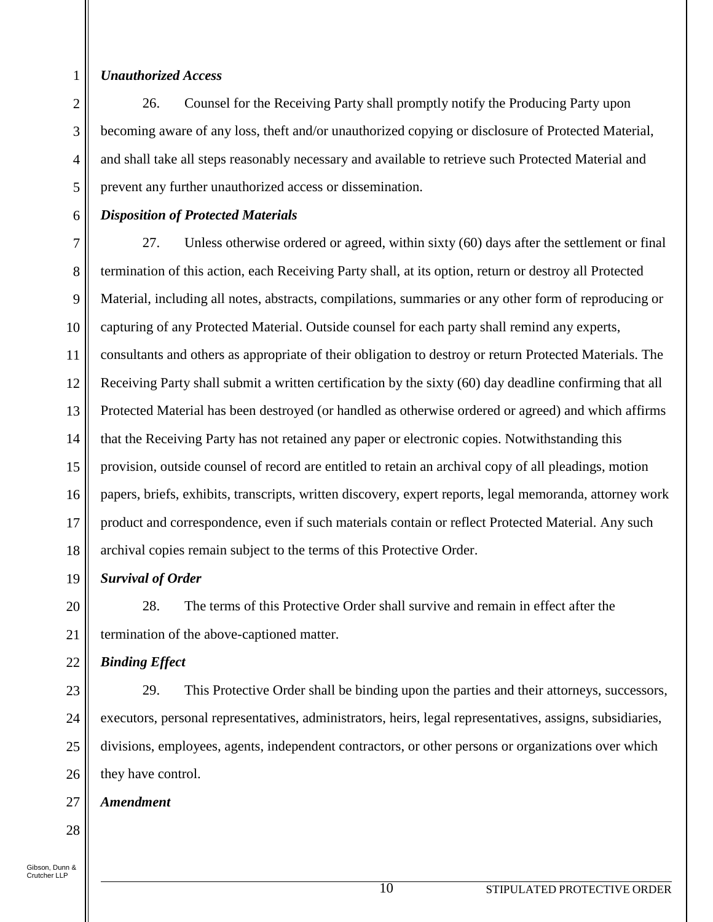***Unauthorized Access***

26. Counsel for the Receiving Party shall promptly notify the Producing Party upon becoming aware of any loss, theft and/or unauthorized copying or disclosure of Protected Material, and shall take all steps reasonably necessary and available to retrieve such Protected Material and prevent any further unauthorized access or dissemination.

***Disposition of Protected Materials***

27. Unless otherwise ordered or agreed, within sixty (60) days after the settlement or final termination of this action, each Receiving Party shall, at its option, return or destroy all Protected Material, including all notes, abstracts, compilations, summaries or any other form of reproducing or capturing of any Protected Material. Outside counsel for each party shall remind any experts, consultants and others as appropriate of their obligation to destroy or return Protected Materials. The Receiving Party shall submit a written certification by the sixty (60) day deadline confirming that all Protected Material has been destroyed (or handled as otherwise ordered or agreed) and which affirms that the Receiving Party has not retained any paper or electronic copies. Notwithstanding this provision, outside counsel of record are entitled to retain an archival copy of all pleadings, motion papers, briefs, exhibits, transcripts, written discovery, expert reports, legal memoranda, attorney work product and correspondence, even if such materials contain or reflect Protected Material. Any such archival copies remain subject to the terms of this Protective Order.

***Survival of Order***

28. The terms of this Protective Order shall survive and remain in effect after the termination of the above-captioned matter.

***Binding Effect***

29. This Protective Order shall be binding upon the parties and their attorneys, successors, executors, personal representatives, administrators, heirs, legal representatives, assigns, subsidiaries, divisions, employees, agents, independent contractors, or other persons or organizations over which they have control.

***Amendment***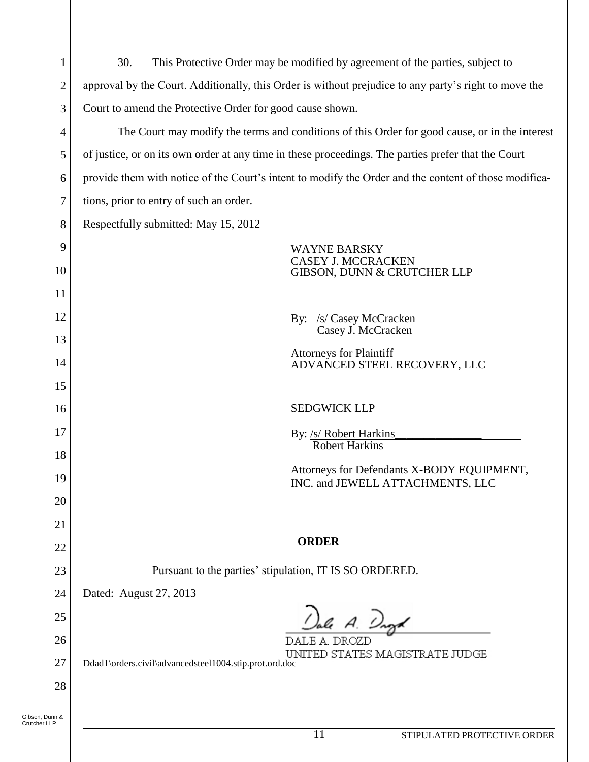30. This Protective Order may be modified by agreement of the parties, subject to approval by the Court. Additionally, this Order is without prejudice to any party's right to move the Court to amend the Protective Order for good cause shown.

The Court may modify the terms and conditions of this Order for good cause, or in the interest of justice, or on its own order at any time in these proceedings. The parties prefer that the Court provide them with notice of the Court's intent to modify the Order and the content of those modifications, prior to entry of such an order.

Respectfully submitted: May 15, 2012

WAYNE BARSKY
CASEY J. MCCRACKEN
GIBSON, DUNN & CRUTCHER LLP

By: /s/ Casey McCracken
Casey J. McCracken

Attorneys for Plaintiff
ADVANCED STEEL RECOVERY, LLC

SEDGWICK LLP

By: /s/ Robert Harkins
Robert Harkins

Attorneys for Defendants X-BODY EQUIPMENT, INC. and JEWELL ATTACHMENTS, LLC

**ORDER**

Pursuant to the parties' stipulation, IT IS SO ORDERED.

Dated: August 27, 2013

DALE A. DROZD
UNITED STATES MAGISTRATE JUDGE

Ddad1\orders.civil\advancedsteel1004.stip.prot.ord.doc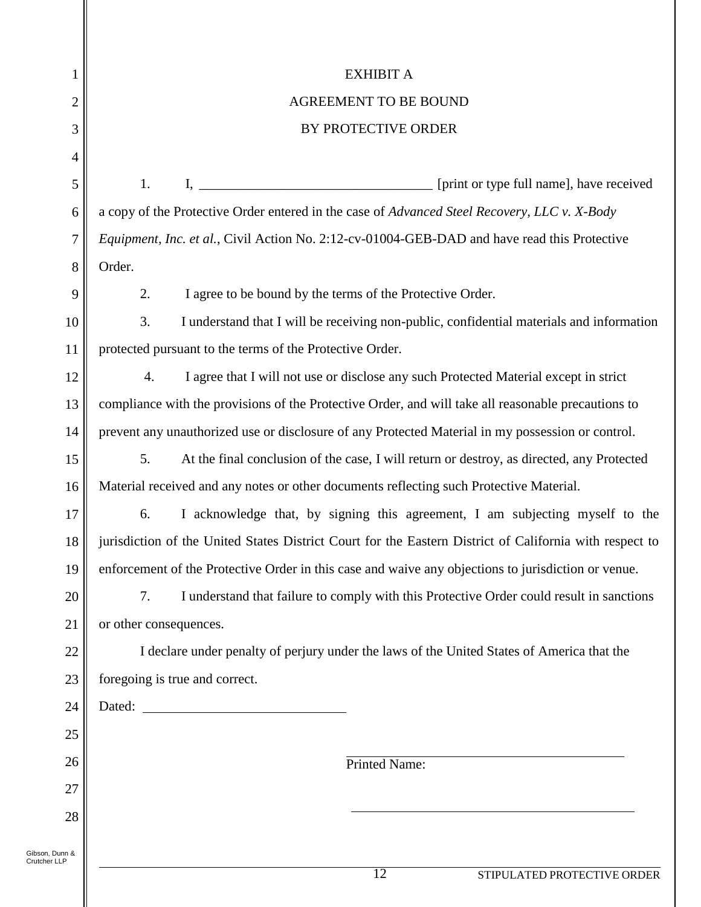EXHIBIT A

AGREEMENT TO BE BOUND

BY PROTECTIVE ORDER

1. I, ______________________________ [print or type full name], have received a copy of the Protective Order entered in the case of *Advanced Steel Recovery, LLC v. X-Body Equipment, Inc. et al.*, Civil Action No. 2:12-cv-01004-GEB-DAD and have read this Protective Order.

2. I agree to be bound by the terms of the Protective Order.

3. I understand that I will be receiving non-public, confidential materials and information protected pursuant to the terms of the Protective Order.

4. I agree that I will not use or disclose any such Protected Material except in strict compliance with the provisions of the Protective Order, and will take all reasonable precautions to prevent any unauthorized use or disclosure of any Protected Material in my possession or control.

5. At the final conclusion of the case, I will return or destroy, as directed, any Protected Material received and any notes or other documents reflecting such Protective Material.

6. I acknowledge that, by signing this agreement, I am subjecting myself to the jurisdiction of the United States District Court for the Eastern District of California with respect to enforcement of the Protective Order in this case and waive any objections to jurisdiction or venue.

7. I understand that failure to comply with this Protective Order could result in sanctions or other consequences.

I declare under penalty of perjury under the laws of the United States of America that the foregoing is true and correct.

Dated: ______________________________

______________________________

Printed Name:

______________________________